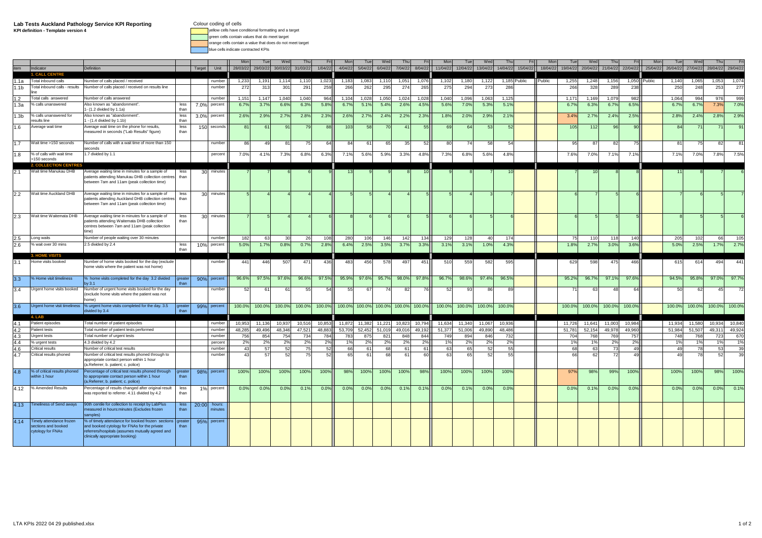# Lab Tests Auckland Pathology Service KPI Reporting

**KPI definition - Template version 4**

Colour coding of cells

- yellow cells have conditional formatting and a target
- green cells contain values that do meet target
- orange cells contain a value that does not meet target
- blue cells indicate contracted KPIs

| item | Indicator | Definition | | Target | Unit | Mon 28/03/22 | Tue 29/03/22 | Wed 30/03/22 | Thu 31/03/22 | Fri 1/04/22 | Mon 4/04/22 | Tue 5/04/22 | Wed 6/04/22 | Thu 7/04/22 | Fri 8/04/22 | Mon 11/04/22 | Tue 12/04/22 | Wed 13/04/22 | Thu 14/04/22 | Fri 15/04/22 | Mon 18/04/22 | Tue 19/04/22 | Wed 20/04/22 | Thu 21/04/22 | Fri 22/04/22 | Mon 25/04/22 | Tue 26/04/22 | Wed 27/04/22 | Thu 28/04/22 | Fri 29/04/22 |
|---|---|---|---|---|---|---|---|---|---|---|---|---|---|---|---|---|---|---|---|---|---|---|---|---|---|---|---|---|---|---|
| **1. CALL CENTRE** | | | | | | | | | | | | | | | | | | | | | | | | | | | | | | |
| 1.1a | Total inbound calls | Number of calls placed / received | | | number | 1,233 | 1,191 | 1,114 | 1,110 | 1,023 | 1,183 | 1,083 | 1,110 | 1,051 | 1,076 | 1,102 | 1,180 | 1,122 | 1,185 | Public | Public | 1,255 | 1,248 | 1,156 | 1,050 | Public | 1,140 | 1,065 | 1,053 | 1,074 |
| 1.1b | Total inbound calls - results line | Number of calls placed / received on results line | | | number | 272 | 313 | 301 | 291 | 259 | 266 | 262 | 295 | 274 | 265 | 275 | 294 | 273 | 286 | | | 266 | 328 | 289 | 238 | | 250 | 248 | 253 | 277 |
| 1.2 | Total calls answered | Number of calls answered | | | number | 1,151 | 1,147 | 1,040 | 1,040 | 964 | 1,104 | 1,028 | 1,050 | 1,024 | 1,028 | 1,040 | 1,096 | 1,063 | 1,125 | | | 1,171 | 1,169 | 1,079 | 982 | | 1,064 | 994 | 976 | 999 |
| 1.3a | % calls unanswered | Also known as "abandonment". 1- (1.2 divided by 1.1a) | less than | 7.0% | percent | 6.7% | 3.7% | 6.6% | 6.3% | 5.8% | 6.7% | 5.1% | 5.4% | 2.6% | 4.5% | 5.6% | 7.0% | 5.3% | 5.1% | | | 6.7% | 6.3% | 6.7% | 6.5% | | 6.7% | 6.7% | 7.3% | 7.0% |
| 1.3b | % calls unanswered for results line | Also known as "abandonment". 1 - (1.4 divided by 1.1b) | less than | 3.0% | percent | 2.6% | 2.9% | 2.7% | 2.8% | 2.3% | 2.6% | 2.7% | 2.4% | 2.2% | 2.3% | 1.8% | 2.0% | 2.9% | 2.1% | | | 3.4% | 2.7% | 2.4% | 2.5% | | 2.8% | 2.4% | 2.8% | 2.9% |
| 1.6 | Average wait time | Average wait time on the phone for results, measured in seconds ("Lab Results" figure) | less than | 150 | seconds | 81 | 61 | 91 | 79 | 88 | 103 | 58 | 70 | 41 | 55 | 69 | 64 | 53 | 52 | | | 105 | 112 | 96 | 90 | | 84 | 71 | 71 | 91 |
| 1.7 | Wait time >150 seconds | Number of calls with a wait time of more than 150 seconds | | | number | 86 | 49 | 81 | 75 | 64 | 84 | 61 | 65 | 35 | 52 | 80 | 74 | 58 | 54 | | | 95 | 87 | 82 | 75 | | 81 | 75 | 82 | 81 |
| 1.8 | % of calls with wait time >150 seconds | 1.7 divided by 1.1 | | | percent | 7.0% | 4.1% | 7.3% | 6.8% | 6.3% | 7.1% | 5.6% | 5.9% | 3.3% | 4.8% | 7.3% | 6.8% | 5.6% | 4.8% | | | 7.6% | 7.0% | 7.1% | 7.1% | | 7.1% | 7.0% | 7.8% | 7.5% |
| **2. COLLECTION CENTRES** | | | | | | | | | | | | | | | | | | | | | | | | | | | | | | |
| 2.1 | Wait time Manukau DHB | Average waiting time in minutes for a sample of patients attending Manukau DHB collection centres between 7am and 11am (peak collection time) | less than | 30 | minutes | 7 | 7 | 6 | 6 | 9 | 13 | 9 | 9 | 8 | 10 | 9 | 8 | 7 | 10 | | | 7 | 10 | 8 | 8 | | 11 | 8 | 7 | 6 |
| 2.2 | Wait time Auckland DHB | Average waiting time in minutes for a sample of patients attending Auckland DHB collection centres between 7am and 11am (peak collection time) | less than | 30 | minutes | 5 | 4 | 4 | 4 | 4 | 5 | 5 | 4 | 4 | 5 | 5 | 4 | 3 | 7 | | | 6 | 7 | 5 | 6 | | 7 | 6 | 5 | 7 |
| 2.3 | Wait time Waitemata DHB | Average waiting time in minutes for a sample of patients attending Waitemata DHB collection centres between 7am and 11am (peak collection time) | less than | 30 | minutes | 7 | 5 | 4 | 4 | 6 | 8 | 6 | 6 | 6 | 5 | 6 | 6 | 5 | 6 | | | 6 | 5 | 5 | 5 | | 8 | 5 | 5 | 6 |
| 2.5 | Long waits | Number of people waiting over 30 minutes | | | number | 182 | 63 | 30 | 26 | 108 | 280 | 106 | 146 | 142 | 134 | 129 | 128 | 40 | 174 | | | 75 | 110 | 118 | 140 | | 205 | 102 | 66 | 105 |
| 2.6 | % wait over 30 mins | 2.5 divided by 2.4 | less than | 10% | percent | 5.0% | 1.7% | 0.8% | 0.7% | 2.8% | 6.4% | 2.5% | 3.5% | 3.7% | 3.3% | 3.1% | 3.1% | 1.0% | 4.3% | | | 1.8% | 2.7% | 3.0% | 3.6% | | 5.0% | 2.5% | 1.7% | 2.7% |
| **3. HOME VISITS** | | | | | | | | | | | | | | | | | | | | | | | | | | | | | | |
| 3.1 | Home visits booked | Number of home visits booked for the day (exclude home visits where the patient was not home) | | | number | 441 | 446 | 507 | 471 | 436 | 483 | 456 | 578 | 497 | 451 | 510 | 559 | 582 | 595 | | | 629 | 598 | 475 | 466 | | 615 | 614 | 494 | 441 |
| 3.3 | % Home visit timeliness | % home visits completed for the day 3.2 divided by 3.1 | greater than | 90% | percent | 96.6% | 97.5% | 97.6% | 96.6% | 97.5% | 95.9% | 97.6% | 95.7% | 98.0% | 97.8% | 96.7% | 98.6% | 97.4% | 96.5% | | | 95.2% | 96.7% | 97.1% | 97.6% | | 94.5% | 95.8% | 97.0% | 97.7% |
| 3.4 | Urgent home visits booked | Number of urgent home visits booked for the day (exclude home visits where the patient was not home) | | | number | 52 | 61 | 61 | 55 | 54 | 55 | 67 | 74 | 82 | 76 | 52 | 93 | 86 | 89 | | | 71 | 63 | 48 | 64 | | 50 | 62 | 45 | 72 |
| 3.6 | Urgent home visit timeliness | % urgent home visits completed for the day. 3.5 divided by 3.4 | greater than | 99% | percent | 100.0% | 100.0% | 100.0% | 100.0% | 100.0% | 100.0% | 100.0% | 100.0% | 100.0% | 100.0% | 100.0% | 100.0% | 100.0% | 100.0% | | | 100.0% | 100.0% | 100.0% | 100.0% | | 100.0% | 100.0% | 100.0% | 100.0% |
| **4. LAB** | | | | | | | | | | | | | | | | | | | | | | | | | | | | | | |
| 4.1 | Patient episodes | Total number of patient episodes | | | number | 10,953 | 11,136 | 10,937 | 10,516 | 10,853 | 11,872 | 11,382 | 11,221 | 10,823 | 10,794 | 11,634 | 11,340 | 11,067 | 10,936 | | | 11,726 | 11,641 | 11,003 | 10,984 | | 11,934 | 11,580 | 10,934 | 10,840 |
| 4.2 | Patient tests | Total number of patient tests performed | | | number | 48,285 | 49,496 | 48,346 | 47,521 | 48,883 | 53,709 | 52,452 | 51,019 | 49,016 | 49,192 | 51,377 | 51,006 | 49,890 | 48,486 | | | 51,781 | 52,154 | 49,978 | 49,960 | | 51,984 | 51,507 | 49,311 | 49,924 |
| 4.3 | Urgent tests | Total number of urgent tests | | | number | 756 | 854 | 754 | 734 | 784 | 783 | 875 | 821 | 848 | 844 | 749 | 894 | 846 | 732 | | | 704 | 768 | 769 | 757 | | 748 | 768 | 723 | 670 |
| 4.4 | % urgent tests | 4.3 divided by 4.2 | | | percent | 2% | 2% | 2% | 2% | 2% | 1% | 2% | 2% | 2% | 2% | 1% | 2% | 2% | 2% | | | 1% | 1% | 2% | 2% | | 1% | 1% | 1% | 1% |
| 4.6 | Critical results | Number of critical test results | | | number | 43 | 57 | 52 | 75 | 52 | 66 | 61 | 68 | 61 | 61 | 63 | 65 | 52 | 55 | | | 68 | 63 | 73 | 49 | | 49 | 78 | 53 | 39 |
| 4.7 | Critical results phoned | Number of critical test results phoned through to appropriate contact person within 1 hour (a.Referrer; b. patient; c. police) | | | number | 43 | 57 | 52 | 75 | 52 | 65 | 61 | 68 | 61 | 60 | 63 | 65 | 52 | 55 | | | 66 | 62 | 72 | 49 | | 49 | 78 | 52 | 39 |
| 4.8 | % of critical results phoned within 1 hour | Percentage of critical test results phoned through to appropriate contact person within 1 hour (a.Referrer; b. patient; c. police) | greater than | 98% | percent | 100% | 100% | 100% | 100% | 100% | 98% | 100% | 100% | 100% | 98% | 100% | 100% | 100% | 100% | | | 97% | 98% | 99% | 100% | | 100% | 100% | 98% | 100% |
| 4.12 | % Amended Results | Percentage of results changed after original result was reported to referrer. 4.11 divided by 4.2 | less than | 1% | percent | 0.0% | 0.0% | 0.0% | 0.1% | 0.0% | 0.0% | 0.0% | 0.0% | 0.1% | 0.1% | 0.0% | 0.1% | 0.0% | 0.0% | | | 0.0% | 0.1% | 0.0% | 0.0% | | 0.0% | 0.0% | 0.0% | 0.1% |
| 4.13 | Timeliness of Send aways | 90th centile for collection to receipt by LabPlus measured in hours:minutes (Excludes frozen samples) | less than | 20:00 | hours: minutes | | | | | | | | | | | | | | | | | | | | | | | | | |
| 4.14 | Timely attendance frozen sections and booked cytology for FNAs | % of timely attendance for booked frozen sections and booked cytology for FNAs for the private referrers/hospitals (assumes mutually agreed and clinically appropriate booking) | greater than | 95% | percent | | | | | | | | | | | | | | | | | | | | | | | | | |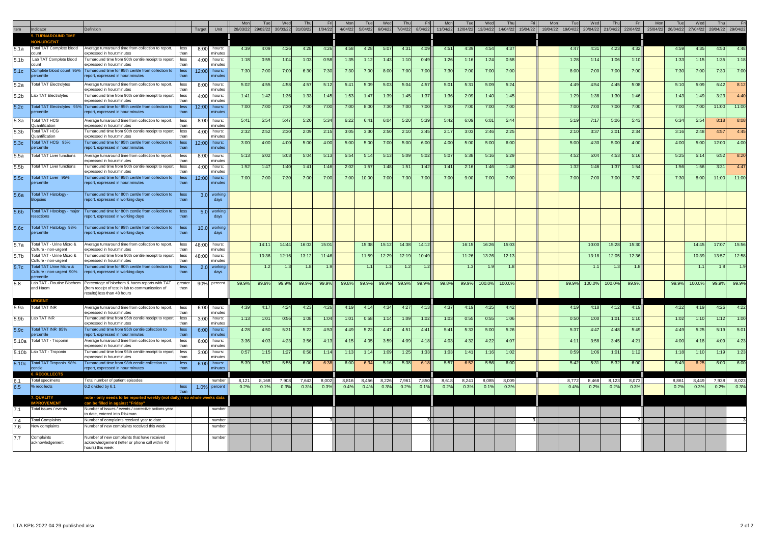| item | Indicator | Definition | Target | Unit | Mon 28/03/22 | Tue 29/03/22 | Wed 30/03/22 | Thu 31/03/22 | Fri 1/04/22 | Mon 4/04/22 | Tue 5/04/22 | Wed 6/04/22 | Thu 7/04/22 | Fri 8/04/22 | Mon 11/04/22 | Tue 12/04/22 | Wed 13/04/22 | Thu 14/04/22 | Fri 15/04/22 | Mon 18/04/22 | Tue 19/04/22 | Wed 20/04/22 | Thu 21/04/22 | Fri 22/04/22 | Mon 25/04/22 | Tue 26/04/22 | Wed 27/04/22 | Thu 28/04/22 | Fri 29/04/22 |
|---|---|---|---|---|---|---|---|---|---|---|---|---|---|---|---|---|---|---|---|---|---|---|---|---|---|---|---|---|---|
| | **5. TURNAROUND TIME** | | | | | | | | | | | | | | | | | | | | | | | | | | | | |
| | **NON-URGENT** | | | | | | | | | | | | | | | | | | | | | | | | | | | | |
| 5.1a | Total TAT Complete blood count | Average turnaround time from collection to report, expressed in hour:minutes | less than 8:00 | hours: minutes | 4:39 | 4:09 | 4:26 | 4:28 | 4:26 | 4:58 | 4:28 | 5:07 | 4:31 | 4:09 | 4:51 | 4:39 | 4:54 | 4:37 | | | 4:47 | 4:31 | 4:23 | 4:32 | | 4:59 | 4:35 | 4:53 | 4:48 |
| 5.1b | Lab TAT Complete blood count | Turnaround time from 90th centile receipt to report, expressed in hour:minutes | less than 4:00 | hours: minutes | 1:18 | 0:55 | 1:04 | 1:03 | 0:58 | 1:35 | 1:12 | 1:43 | 1:10 | 0:49 | 1:26 | 1:16 | 1:24 | 0:58 | | | 1:28 | 1:14 | 1:06 | 1:10 | | 1:33 | 1:15 | 1:35 | 1:18 |
| 5.1c | Complete blood count 95% percentile | Turnaround time for 95th centile from collection to report, expressed in hour:minutes | less than 12:00 | hours: minutes | 7:30 | 7:00 | 7:00 | 6:30 | 7:30 | 7:30 | 7:00 | 8:00 | 7:00 | 7:00 | 7:30 | 7:00 | 7:00 | 7:00 | | | 8:00 | 7:00 | 7:00 | 7:00 | | 7:30 | 7:00 | 7:30 | 7:00 |
| 5.2a | Total TAT Electrolytes | Average turnaround time from collection to report, expressed in hour:minutes | less than 8:00 | hours: minutes | 5:02 | 4:55 | 4:58 | 4:57 | 5:12 | 5:41 | 5:09 | 5:03 | 5:04 | 4:57 | 5:01 | 5:31 | 5:09 | 5:24 | | | 4:49 | 4:54 | 4:45 | 5:08 | | 5:10 | 5:09 | 6:42 | 8:12 |
| 5.2b | Lab TAT Electrolytes | Turnaround time from 90th centile receipt to report, expressed in hour:minutes | less than 4:00 | hours: minutes | 1:41 | 1:42 | 1:36 | 1:33 | 1:45 | 1:53 | 1:47 | 1:39 | 1:45 | 1:37 | 1:36 | 2:09 | 1:40 | 1:45 | | | 1:29 | 1:38 | 1:30 | 1:46 | | 1:43 | 1:49 | 3:23 | 4:40 |
| 5.2c | Total TAT Electrolytes 95% percentile | Turnaround time for 95th centile from collection to report, expressed in hour:minutes | less than 12:00 | hours: minutes | 7:00 | 7:00 | 7:30 | 7:00 | 7:00 | 7:00 | 8:00 | 7:30 | 7:00 | 7:00 | 7:00 | 7:00 | 7:00 | 7:00 | | | 7:00 | 7:00 | 7:00 | 7:00 | | 7:00 | 7:00 | 11:00 | 11:00 |
| 5.3a | Total TAT HCG Quantification | Average turnaround time from collection to report, expressed in hour:minutes | less than 8:00 | hours: minutes | 5:41 | 5:54 | 5:47 | 5:20 | 5:34 | 6:22 | 6:41 | 6:04 | 5:20 | 5:39 | 5:42 | 6:09 | 6:01 | 5:44 | | | 5:19 | 7:17 | 5:06 | 5:43 | | 6:34 | 5:54 | 8:18 | 8:08 |
| 5.3b | Total TAT HCG Quantification | Turnaround time from 90th centile receipt to report, expressed in hour:minutes | less than 4:00 | hours: minutes | 2:32 | 2:52 | 2:30 | 2:09 | 2:15 | 3:05 | 3:30 | 2:50 | 2:10 | 2:45 | 2:17 | 3:03 | 2:46 | 2:25 | | | 2:10 | 3:37 | 2:01 | 2:34 | | 3:16 | 2:48 | 4:57 | 4:45 |
| 5.3c | Total TAT HCG 95% percentile | Turnaround time for 95th centile from collection to report, expressed in hour:minutes | less than 12:00 | hours: minutes | 3:00 | 4:00 | 4:00 | 5:00 | 4:00 | 5:00 | 5:00 | 7:00 | 5:00 | 6:00 | 4:00 | 5:00 | 5:00 | 6:00 | | | 5:00 | 4:30 | 5:00 | 4:00 | | 4:00 | 5:00 | 12:00 | 4:00 |
| 5.5a | Total TAT Liver functions | Average turnaround time from collection to report, expressed in hour:minutes | less than 8:00 | hours: minutes | 5:13 | 5:02 | 5:03 | 5:04 | 5:13 | 5:54 | 5:14 | 5:13 | 5:09 | 5:02 | 5:07 | 5:38 | 5:16 | 5:29 | | | 4:52 | 5:04 | 4:53 | 5:16 | | 5:25 | 5:14 | 6:52 | 8:20 |
| 5.5b | Total TAT Liver functions | Turnaround time from 90th centile receipt to report, expressed in hour:minutes | less than 4:00 | hours: minutes | 1:52 | 1:47 | 1:40 | 1:41 | 1:46 | 2:02 | 1:57 | 1:48 | 1:51 | 1:42 | 1:41 | 2:16 | 1:46 | 1:48 | | | 1:32 | 1:46 | 1:37 | 1:54 | | 1:56 | 1:56 | 3:31 | 4:47 |
| 5.5c | Total TAT Liver 95% percentile | Turnaround time for 95th centile from collection to report, expressed in hour:minutes | less than 12:00 | hours: minutes | 7:00 | 7:00 | 7:30 | 7:00 | 7:00 | 7:00 | 10:00 | 7:00 | 7:30 | 7:00 | 7:00 | 9:00 | 7:00 | 7:00 | | | 7:00 | 7:00 | 7:00 | 7:30 | | 7:30 | 8:00 | 11:00 | 11:00 |
| 5.6a | Total TAT Histology - Biopsies | Turnaround time for 80th centile from collection to report, expressed in working days | less than 3.0 | working days | | | | | | | | | | | | | | | | | | | | | | | | | |
| 5.6b | Total TAT Histology - major resections | Turnaround time for 80th centile from collection to report, expressed in working days | less than 5.0 | working days | | | | | | | | | | | | | | | | | | | | | | | | | |
| 5.6c | Total TAT Histology 98% percentile | Turnaround time for 98th centile from collection to report, expressed in working days | less than 10.0 | working days | | | | | | | | | | | | | | | | | | | | | | | | | |
| 5.7a | Total TAT - Urine Micro & Culture - non-urgent | Average turnaround time from collection to report, expressed in hour:minutes | less than 48:00 | hours: minutes | | 14:11 | 14:44 | 16:02 | 15:01 | | 15:38 | 15:12 | 14:38 | 14:12 | | 16:15 | 16:26 | 15:03 | | | | 10:00 | 15:28 | 15:30 | | | 14:45 | 17:07 | 15:56 |
| 5.7b | Total TAT - Urine Micro & Culture - non-urgent | Turnaround time from 90th centile receipt to report, expressed in hour:minutes | less than 48:00 | hours: minutes | | 10:36 | 12:16 | 13:12 | 11:46 | | 11:59 | 12:29 | 12:19 | 10:49 | | 11:26 | 13:26 | 12:13 | | | | 13:18 | 12:05 | 12:36 | | | 10:39 | 13:57 | 12:58 |
| 5.7c | Total TAT Urine Micro & Culture - non-urgent 90% percentile | Turnaround time for 90th centile from collection to report, expressed in working days | less than 2.0 | working days | | 1.2 | 1.3 | 1.8 | 1.9 | | 1.1 | 1.3 | 1.2 | 1.2 | | 1.3 | 1.9 | 1.8 | | | | 1.1 | 1.3 | 1.8 | | | 1.1 | 1.8 | 1.9 |
| 5.8 | Lab TAT - Routine Biochem and Haem | Percentage of biochem & haem reports with TAT (from receipt of test in lab to communication of results) less than 48 hours | greater then 90% | percent | 99.9% | 99.9% | 99.9% | 99.9% | 99.9% | 99.8% | 99.9% | 99.9% | 99.9% | 99.9% | 99.8% | 99.9% | 100.0% | 100.0% | | | 99.9% | 100.0% | 100.0% | 99.9% | | 99.9% | 100.0% | 99.9% | 99.9% |
| | **URGENT** | | | | | | | | | | | | | | | | | | | | | | | | | | | | |
| 5.9a | Total TAT INR | Average turnaround time from collection to report, expressed in hour:minutes | less than 6:00 | hours: minutes | 4:39 | 4:17 | 4:24 | 4:23 | 4:26 | 4:19 | 4:14 | 4:34 | 4:27 | 4:13 | 4:37 | 4:19 | 4:25 | 4:42 | | | 4:19 | 4:18 | 4:12 | 4:19 | | 4:22 | 4:19 | 4:26 | 4:22 |
| 5.9b | Lab TAT INR | Turnaround time from 95th centile receipt to report, expressed in hour:minutes | less than 3:00 | hours: minutes | 1:13 | 1:01 | 0:56 | 1:08 | 1:04 | 1:01 | 0:58 | 1:14 | 1:09 | 1:02 | 1:03 | 0:55 | 0:55 | 1:06 | | | 0:50 | 1:00 | 1:01 | 1:10 | | 1:02 | 1:10 | 1:12 | 1:00 |
| 5.9c | Total TAT INR 95% percentile | Turnaround time from 95th centile collection to report, expressed in hour:minutes | less than 6:00 | hours: minutes | 4:28 | 4:50 | 5:31 | 5:22 | 4:53 | 4:49 | 5:23 | 4:47 | 4:51 | 4:41 | 5:41 | 5:33 | 5:00 | 5:26 | | | 5:37 | 4:47 | 4:48 | 5:49 | | 4:49 | 5:25 | 5:19 | 5:01 |
| 5.10a | Total TAT - Troponin | Average turnaround time from collection to report, expressed in hour:minutes | less than 6:00 | hours: minutes | 3:36 | 4:03 | 4:23 | 3:56 | 4:13 | 4:15 | 4:05 | 3:59 | 4:09 | 4:18 | 4:03 | 4:32 | 4:22 | 4:07 | | | 4:11 | 3:58 | 3:45 | 4:21 | | 4:00 | 4:18 | 4:09 | 4:23 |
| 5.10b | Lab TAT - Troponin | Turnaround time from 95th centile receipt to report, expressed in hour:minutes | less than 3:00 | hours: minutes | 0:57 | 1:15 | 1:27 | 0:58 | 1:14 | 1:13 | 1:14 | 1:09 | 1:25 | 1:33 | 1:03 | 1:41 | 1:16 | 1:02 | | | 0:59 | 1:06 | 1:01 | 1:12 | | 1:18 | 1:10 | 1:19 | 1:23 |
| 5.10c | Total TAT Troponin 98% centile | Turnaround time from 98th centile collection to report, expressed in hour:minutes | less than 6:00 | hours: minutes | 5:39 | 5:57 | 5:55 | 6:00 | 6:38 | 6:00 | 6:34 | 5:16 | 5:38 | 6:18 | 5:57 | 6:52 | 5:56 | 6:00 | | | 5:42 | 5:31 | 5:32 | 6:00 | | 5:49 | 6:25 | 6:00 | 6:00 |
| | **6. RECOLLECTS** | | | | | | | | | | | | | | | | | | | | | | | | | | | | |
| 6.1 | Total specimens | Total number of patient episodes | | number | 8,121 | 8,168 | 7,908 | 7,642 | 8,002 | 8,816 | 8,456 | 8,226 | 7,961 | 7,850 | 8,618 | 8,241 | 8,085 | 8,009 | | | 8,772 | 8,468 | 8,123 | 8,073 | | 8,861 | 8,449 | 7,938 | 8,023 |
| 6.5 | % recollects | 6.2 divided by 6.1 | less than 1.0% | percent | 0.2% | 0.1% | 0.3% | 0.3% | 0.3% | 0.4% | 0.4% | 0.3% | 0.2% | 0.1% | 0.2% | 0.3% | 0.1% | 0.3% | | | 0.4% | 0.2% | 0.2% | 0.3% | | 0.2% | 0.3% | 0.2% | 0.3% |
| | **7. QUALITY IMPROVEMENT** | **note - only needs to be reported weekly (not daily) - so whole weeks data can be filled in against "Friday"** | | | | | | | | | | | | | | | | | | | | | | | | | | | |
| 7.1 | Total issues / events | Number of issues / events / corrective actions year to date, entered into Riskman | | number | | | | | | | | | | | | | | | | | | | | | | | | | |
| 7.4 | Total Complaints | Number of complaints received year to date | | number | | | | | 3 | | | | | 3 | | | | | 3 | | | | | 3 | | | | | 3 |
| 7.6 | New complaints | Number of new complaints received this week | | number | | | | | | | | | | | | | | | | | | | | | | | | | |
| 7.7 | Complaints acknowledgement | Number of new complaints that have received acknowledgement (letter or phone call within 48 hours) this week | | number | | | | | | | | | | | | | | | | | | | | | | | | | |

LTA KPIs 2022 04 29 published.xlsx